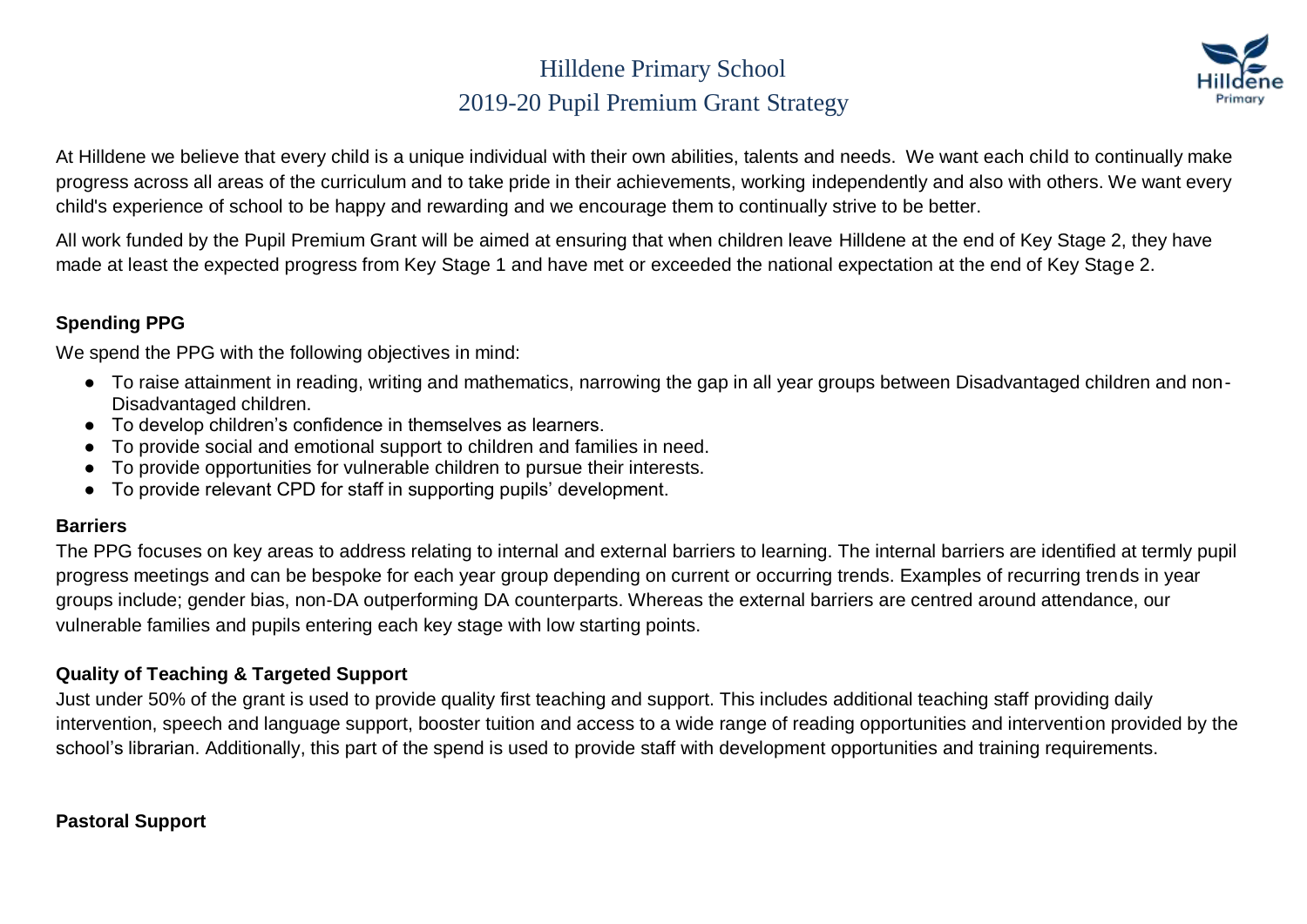# Hilldene Primary School

## 2019-20 Pupil Premium Grant Strategy

At Hilldene we believe that every child is a unique individual with their own abilities, talents and needs. We want each child to continually make progress across all areas of the curriculum and to take pride in their achievements, working independently and also with others. We want every child's experience of school to be happy and rewarding and we encourage them to continually strive to be better.

All work funded by the Pupil Premium Grant will be aimed at ensuring that when children leave Hilldene at the end of Key Stage 2, they have made at least the expected progress from Key Stage 1 and have met or exceeded the national expectation at the end of Key Stage 2.

### Spending PPG

We spend the PPG with the following objectives in mind:

- To raise attainment in reading, writing and mathematics, narrowing the gap in all year groups between Disadvantaged children and non-Disadvantaged children.
- To develop children's confidence in themselves as learners.
- To provide social and emotional support to children and families in need.
- To provide opportunities for vulnerable children to pursue their interests.
- To provide relevant CPD for staff in supporting pupils' development.

### Barriers

The PPG focuses on key areas to address relating to internal and external barriers to learning. The internal barriers are identified at termly pupil progress meetings and can be bespoke for each year group depending on current or occurring trends. Examples of recurring trends in year groups include; gender bias, non-DA outperforming DA counterparts. Whereas the external barriers are centred around attendance, our vulnerable families and pupils entering each key stage with low starting points.

### Quality of Teaching & Targeted Support

Just under 50% of the grant is used to provide quality first teaching and support. This includes additional teaching staff providing daily intervention, speech and language support, booster tuition and access to a wide range of reading opportunities and intervention provided by the school's librarian. Additionally, this part of the spend is used to provide staff with development opportunities and training requirements.

### Pastoral Support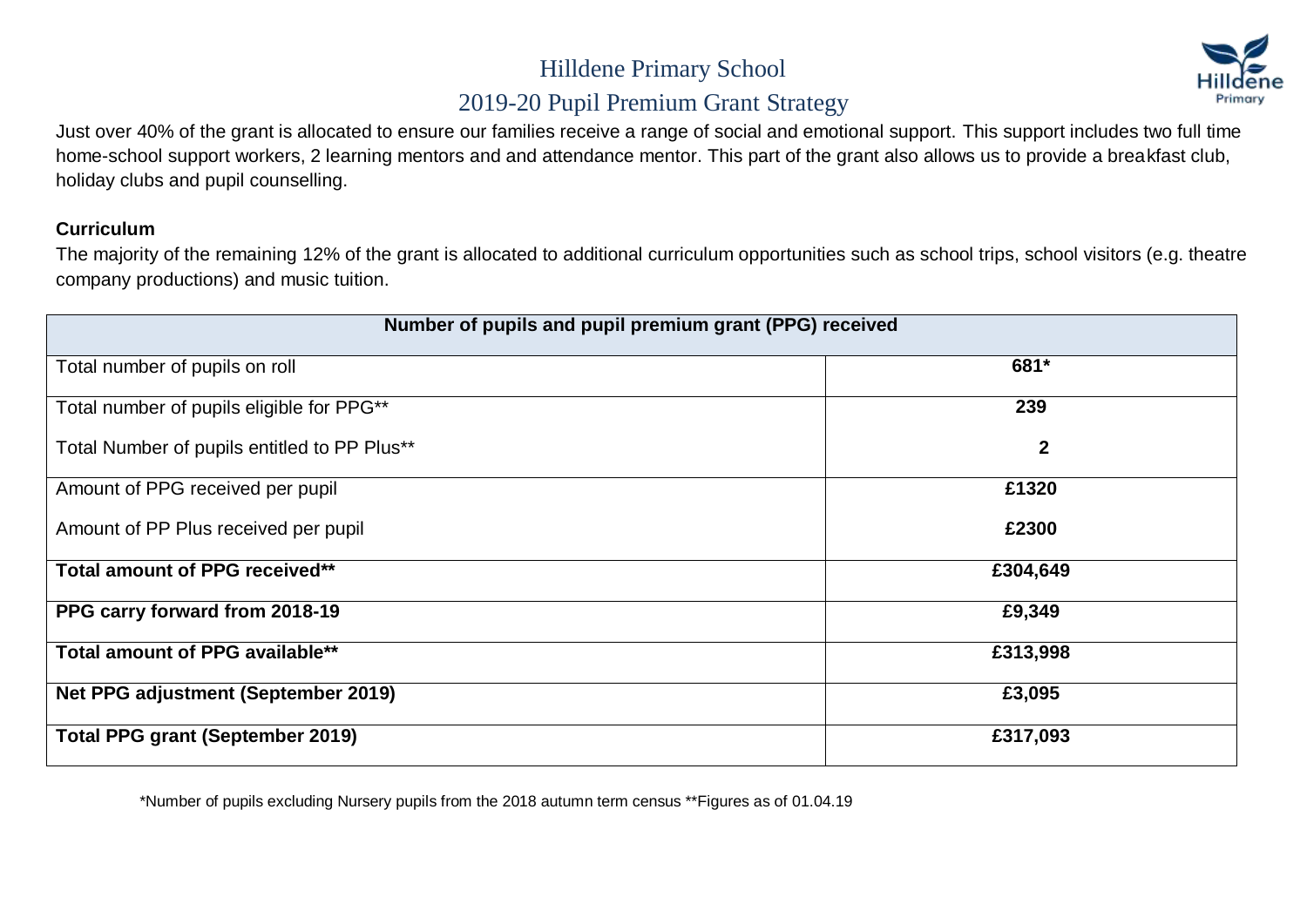# Hilldene Primary School

## 2019-20 Pupil Premium Grant Strategy

Just over 40% of the grant is allocated to ensure our families receive a range of social and emotional support. This support includes two full time home-school support workers, 2 learning mentors and and attendance mentor. This part of the grant also allows us to provide a breakfast club, holiday clubs and pupil counselling.

**Curriculum**

The majority of the remaining 12% of the grant is allocated to additional curriculum opportunities such as school trips, school visitors (e.g. theatre company productions) and music tuition.

| Number of pupils and pupil premium grant (PPG) received | |
|---|---|
| Total number of pupils on roll | **681*** |
| Total number of pupils eligible for PPG** | **239** |
| Total Number of pupils entitled to PP Plus** | **2** |
| Amount of PPG received per pupil | **£1320** |
| Amount of PP Plus received per pupil | **£2300** |
| **Total amount of PPG received**** | **£304,649** |
| **PPG carry forward from 2018-19** | **£9,349** |
| **Total amount of PPG available**** | **£313,998** |
| **Net PPG adjustment (September 2019)** | **£3,095** |
| **Total PPG grant (September 2019)** | **£317,093** |

*Number of pupils excluding Nursery pupils from the 2018 autumn term census **Figures as of 01.04.19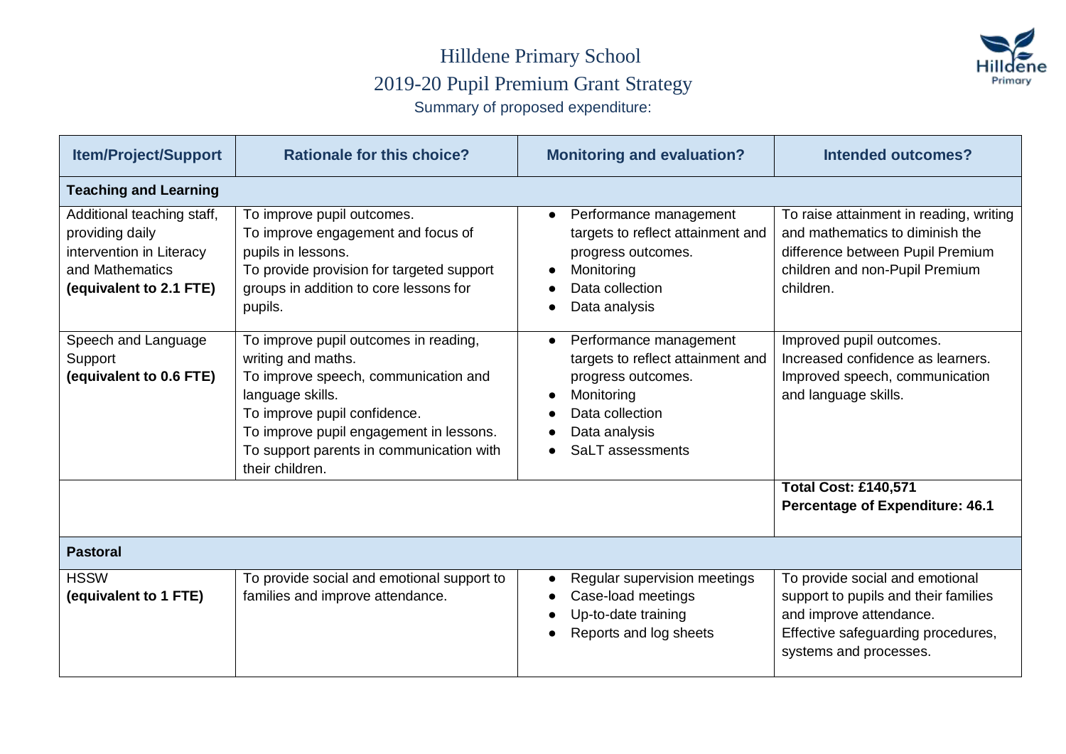# Hilldene Primary School

## 2019-20 Pupil Premium Grant Strategy

Summary of proposed expenditure:

| Item/Project/Support | Rationale for this choice? | Monitoring and evaluation? | Intended outcomes? |
|---|---|---|---|
| **Teaching and Learning** | | | |
| Additional teaching staff, providing daily intervention in Literacy and Mathematics **(equivalent to 2.1 FTE)** | To improve pupil outcomes.<br>To improve engagement and focus of pupils in lessons.<br>To provide provision for targeted support groups in addition to core lessons for pupils. | • Performance management targets to reflect attainment and progress outcomes.<br>• Monitoring<br>• Data collection<br>• Data analysis | To raise attainment in reading, writing and mathematics to diminish the difference between Pupil Premium children and non-Pupil Premium children. |
| Speech and Language Support **(equivalent to 0.6 FTE)** | To improve pupil outcomes in reading, writing and maths.<br>To improve speech, communication and language skills.<br>To improve pupil confidence.<br>To improve pupil engagement in lessons.<br>To support parents in communication with their children. | • Performance management targets to reflect attainment and progress outcomes.<br>• Monitoring<br>• Data collection<br>• Data analysis<br>• SaLT assessments | Improved pupil outcomes.<br>Increased confidence as learners.<br>Improved speech, communication and language skills. |
| | | | **Total Cost: £140,571**<br>**Percentage of Expenditure: 46.1** |
| **Pastoral** | | | |
| HSSW **(equivalent to 1 FTE)** | To provide social and emotional support to families and improve attendance. | • Regular supervision meetings<br>• Case-load meetings<br>• Up-to-date training<br>• Reports and log sheets | To provide social and emotional support to pupils and their families and improve attendance.<br>Effective safeguarding procedures, systems and processes. |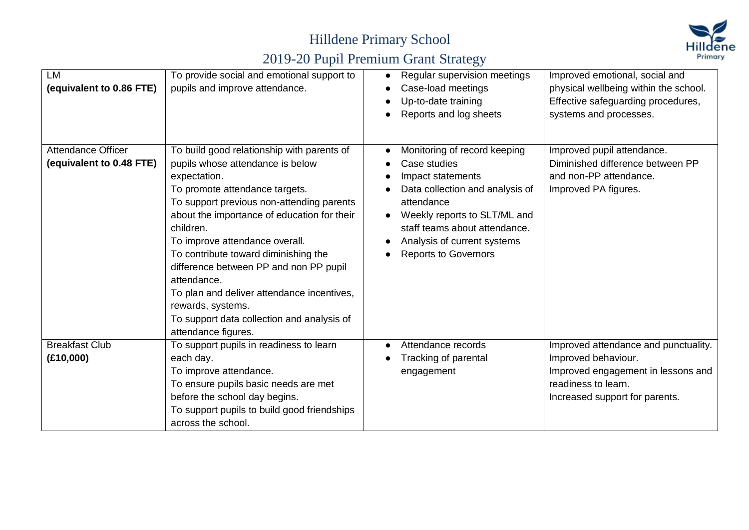# Hilldene Primary School

## 2019-20 Pupil Premium Grant Strategy

| | | | |
|---|---|---|---|
| LM<br>**(equivalent to 0.86 FTE)** | To provide social and emotional support to pupils and improve attendance. | • Regular supervision meetings<br>• Case-load meetings<br>• Up-to-date training<br>• Reports and log sheets | Improved emotional, social and physical wellbeing within the school.<br>Effective safeguarding procedures, systems and processes. |
| Attendance Officer<br>**(equivalent to 0.48 FTE)** | To build good relationship with parents of pupils whose attendance is below expectation.<br>To promote attendance targets.<br>To support previous non-attending parents about the importance of education for their children.<br>To improve attendance overall.<br>To contribute toward diminishing the difference between PP and non PP pupil attendance.<br>To plan and deliver attendance incentives, rewards, systems.<br>To support data collection and analysis of attendance figures. | • Monitoring of record keeping<br>• Case studies<br>• Impact statements<br>• Data collection and analysis of attendance<br>• Weekly reports to SLT/ML and staff teams about attendance.<br>• Analysis of current systems<br>• Reports to Governors | Improved pupil attendance.<br>Diminished difference between PP and non-PP attendance.<br>Improved PA figures. |
| Breakfast Club<br>**(£10,000)** | To support pupils in readiness to learn each day.<br>To improve attendance.<br>To ensure pupils basic needs are met before the school day begins.<br>To support pupils to build good friendships across the school. | • Attendance records<br>• Tracking of parental engagement | Improved attendance and punctuality.<br>Improved behaviour.<br>Improved engagement in lessons and readiness to learn.<br>Increased support for parents. |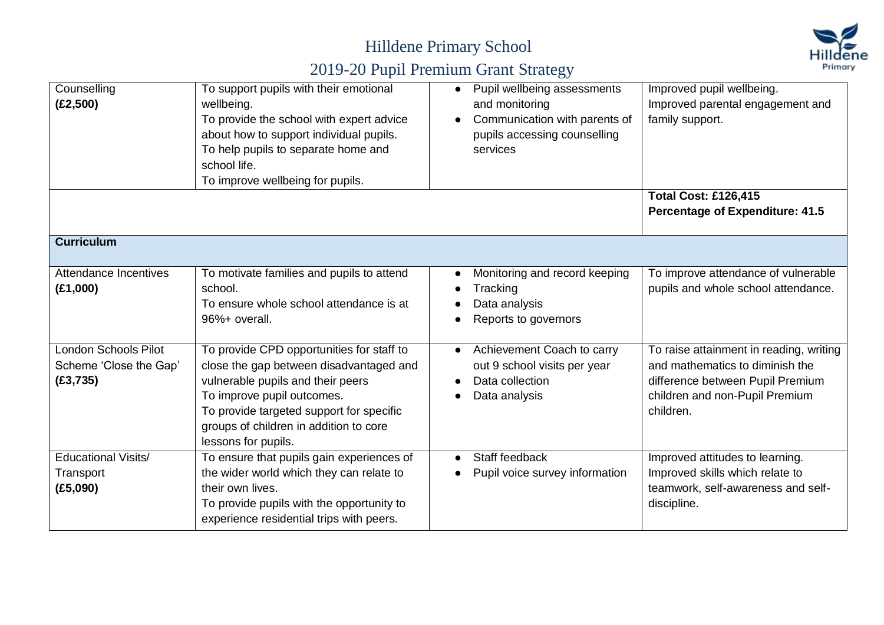| | | | |
|---|---|---|---|
| Counselling<br>**(£2,500)** | To support pupils with their emotional wellbeing.<br>To provide the school with expert advice about how to support individual pupils.<br>To help pupils to separate home and school life.<br>To improve wellbeing for pupils. | • Pupil wellbeing assessments and monitoring<br>• Communication with parents of pupils accessing counselling services | Improved pupil wellbeing.<br>Improved parental engagement and family support. |
| | | | **Total Cost: £126,415**<br>**Percentage of Expenditure: 41.5** |
| **Curriculum** | | | |
| Attendance Incentives<br>**(£1,000)** | To motivate families and pupils to attend school.<br>To ensure whole school attendance is at 96%+ overall. | • Monitoring and record keeping<br>• Tracking<br>• Data analysis<br>• Reports to governors | To improve attendance of vulnerable pupils and whole school attendance. |
| London Schools Pilot Scheme 'Close the Gap'<br>**(£3,735)** | To provide CPD opportunities for staff to close the gap between disadvantaged and vulnerable pupils and their peers<br>To improve pupil outcomes.<br>To provide targeted support for specific groups of children in addition to core lessons for pupils. | • Achievement Coach to carry out 9 school visits per year<br>• Data collection<br>• Data analysis | To raise attainment in reading, writing and mathematics to diminish the difference between Pupil Premium children and non-Pupil Premium children. |
| Educational Visits/ Transport<br>**(£5,090)** | To ensure that pupils gain experiences of the wider world which they can relate to their own lives.<br>To provide pupils with the opportunity to experience residential trips with peers. | • Staff feedback<br>• Pupil voice survey information | Improved attitudes to learning.<br>Improved skills which relate to teamwork, self-awareness and self-discipline. |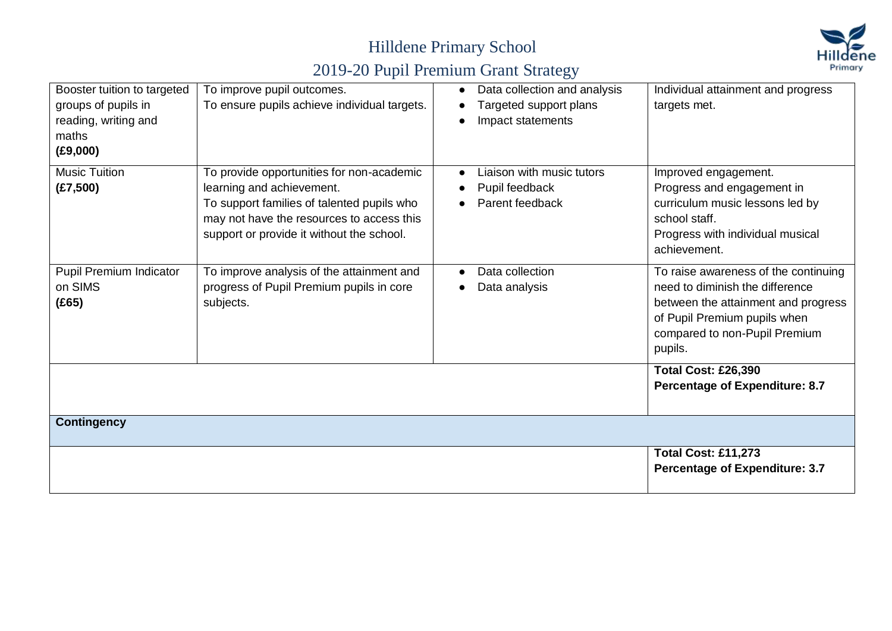| | | | |
|---|---|---|---|
| Booster tuition to targeted groups of pupils in reading, writing and maths **(£9,000)** | To improve pupil outcomes.<br>To ensure pupils achieve individual targets. | • Data collection and analysis<br>• Targeted support plans<br>• Impact statements | Individual attainment and progress targets met. |
| Music Tuition **(£7,500)** | To provide opportunities for non-academic learning and achievement.<br>To support families of talented pupils who may not have the resources to access this support or provide it without the school. | • Liaison with music tutors<br>• Pupil feedback<br>• Parent feedback | Improved engagement.<br>Progress and engagement in curriculum music lessons led by school staff.<br>Progress with individual musical achievement. |
| Pupil Premium Indicator on SIMS **(£65)** | To improve analysis of the attainment and progress of Pupil Premium pupils in core subjects. | • Data collection<br>• Data analysis | To raise awareness of the continuing need to diminish the difference between the attainment and progress of Pupil Premium pupils when compared to non-Pupil Premium pupils. |
| | | | **Total Cost: £26,390**<br>**Percentage of Expenditure: 8.7** |
| **Contingency** | | | |
| | | | **Total Cost: £11,273**<br>**Percentage of Expenditure: 3.7** |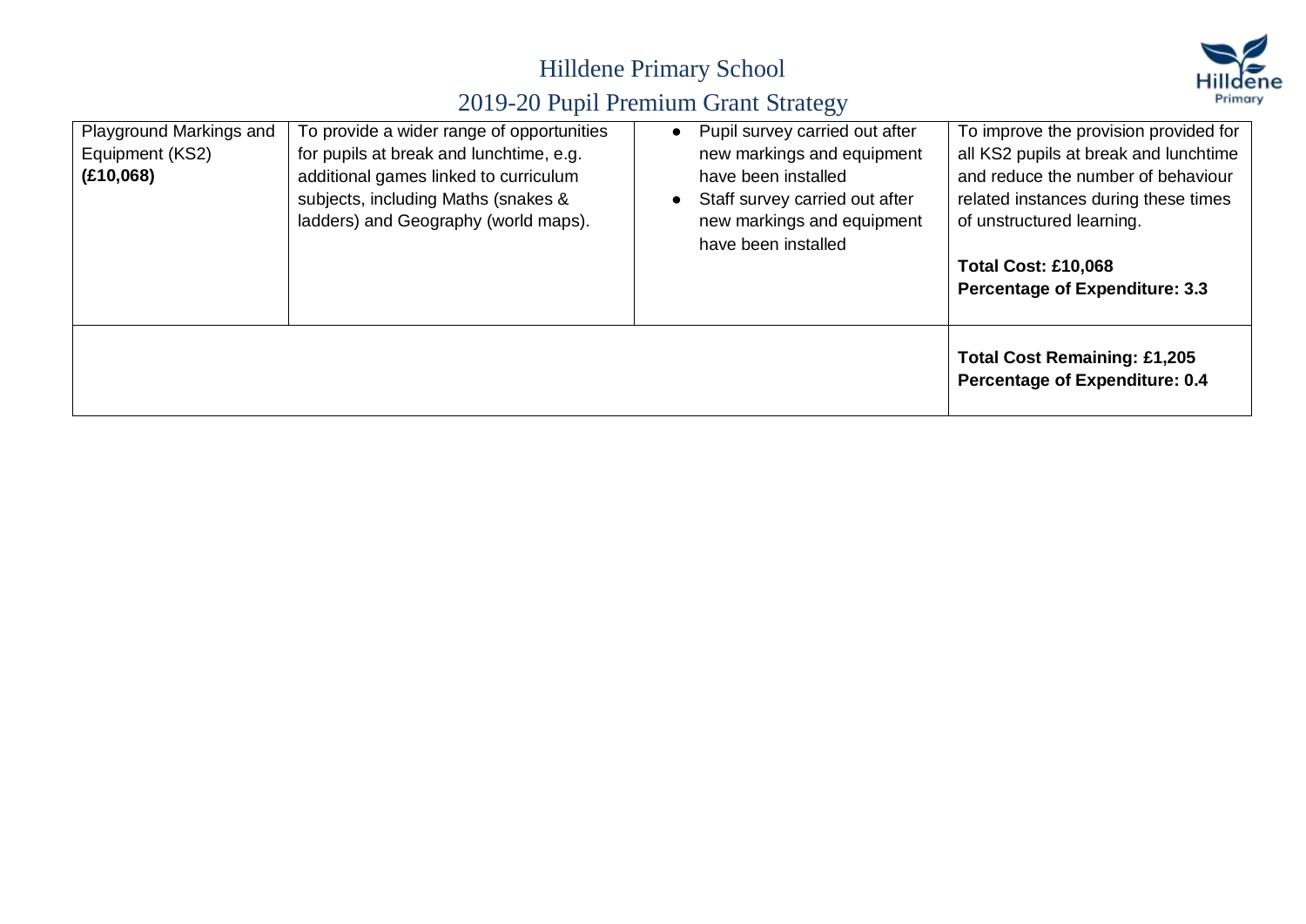| | | | |
|---|---|---|---|
| Playground Markings and Equipment (KS2) **(£10,068)** | To provide a wider range of opportunities for pupils at break and lunchtime, e.g. additional games linked to curriculum subjects, including Maths (snakes & ladders) and Geography (world maps). | • Pupil survey carried out after new markings and equipment have been installed<br>• Staff survey carried out after new markings and equipment have been installed | To improve the provision provided for all KS2 pupils at break and lunchtime and reduce the number of behaviour related instances during these times of unstructured learning.<br><br>**Total Cost: £10,068**<br>**Percentage of Expenditure: 3.3** |
| | | | **Total Cost Remaining: £1,205**<br>**Percentage of Expenditure: 0.4** |